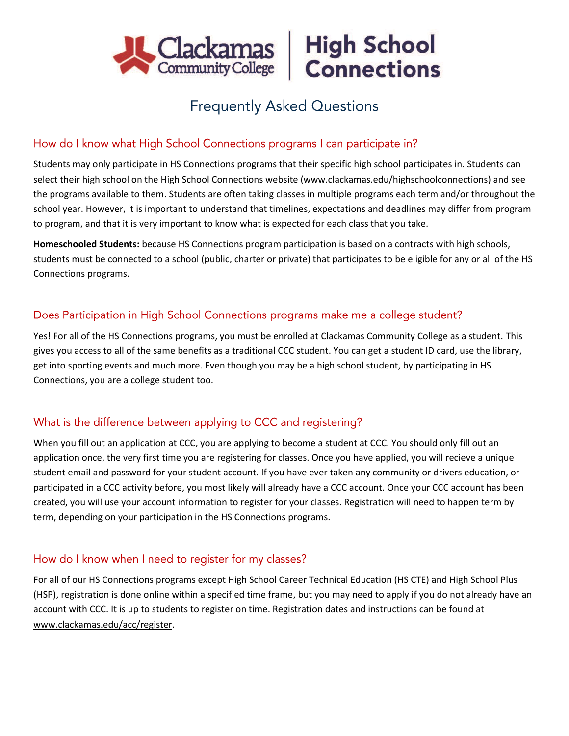# Clackamas Community College | High School Connections

## Frequently Asked Questions

### How do I know what High School Connections programs I can participate in?

Students may only participate in HS Connections programs that their specific high school participates in. Students can select their high school on the High School Connections website (www.clackamas.edu/highschoolconnections) and see the programs available to them. Students are often taking classes in multiple programs each term and/or throughout the school year. However, it is important to understand that timelines, expectations and deadlines may differ from program to program, and that it is very important to know what is expected for each class that you take.

**Homeschooled Students:** because HS Connections program participation is based on a contracts with high schools, students must be connected to a school (public, charter or private) that participates to be eligible for any or all of the HS Connections programs.

### Does Participation in High School Connections programs make me a college student?

Yes! For all of the HS Connections programs, you must be enrolled at Clackamas Community College as a student. This gives you access to all of the same benefits as a traditional CCC student. You can get a student ID card, use the library, get into sporting events and much more. Even though you may be a high school student, by participating in HS Connections, you are a college student too.

### What is the difference between applying to CCC and registering?

When you fill out an application at CCC, you are applying to become a student at CCC. You should only fill out an application once, the very first time you are registering for classes. Once you have applied, you will recieve a unique student email and password for your student account. If you have ever taken any community or drivers education, or participated in a CCC activity before, you most likely will already have a CCC account. Once your CCC account has been created, you will use your account information to register for your classes. Registration will need to happen term by term, depending on your participation in the HS Connections programs.

### How do I know when I need to register for my classes?

For all of our HS Connections programs except High School Career Technical Education (HS CTE) and High School Plus (HSP), registration is done online within a specified time frame, but you may need to apply if you do not already have an account with CCC. It is up to students to register on time. Registration dates and instructions can be found at www.clackamas.edu/acc/register.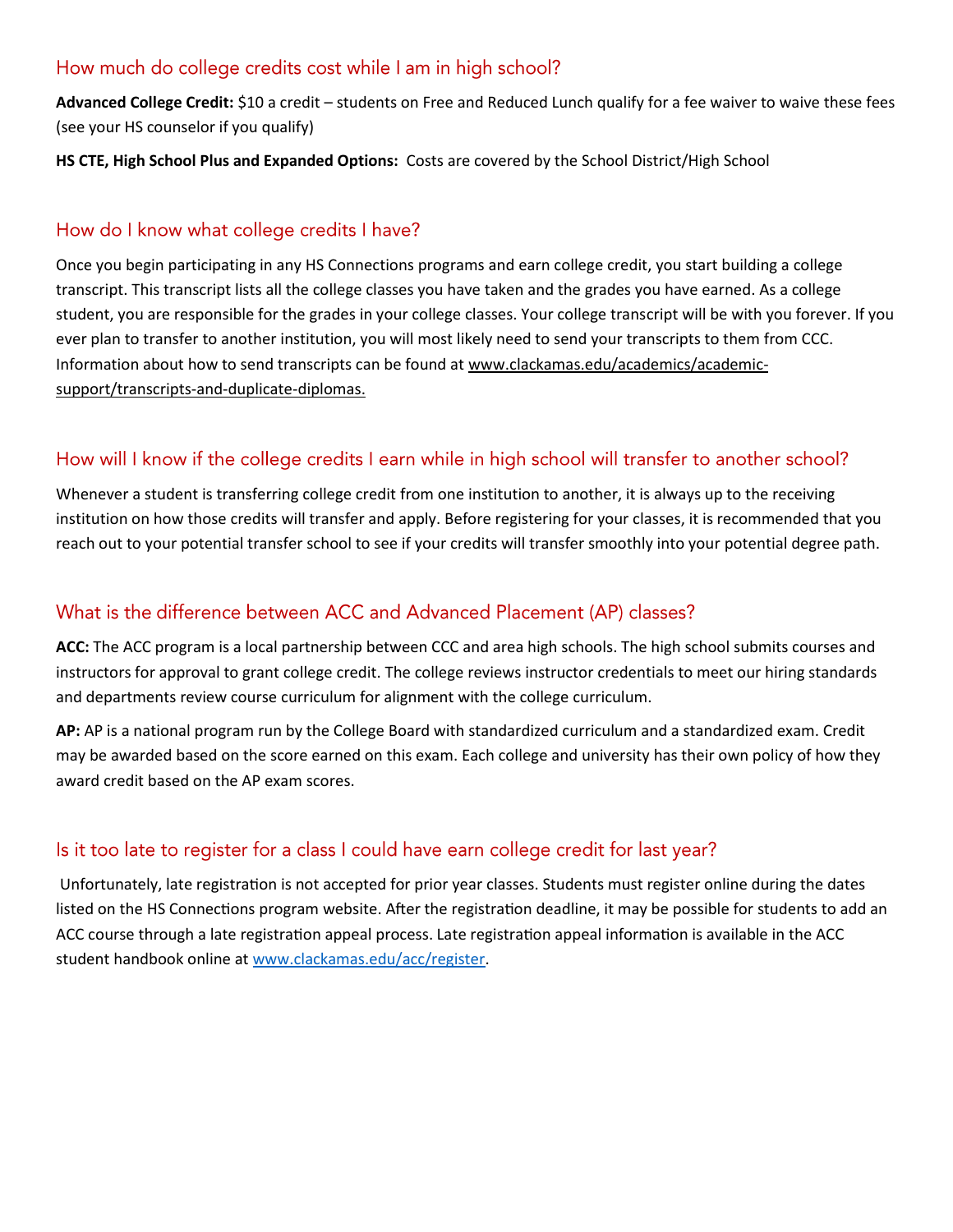## How much do college credits cost while I am in high school?

**Advanced College Credit:** $10 a credit – students on Free and Reduced Lunch qualify for a fee waiver to waive these fees (see your HS counselor if you qualify)

**HS CTE, High School Plus and Expanded Options:** Costs are covered by the School District/High School

## How do I know what college credits I have?

Once you begin participating in any HS Connections programs and earn college credit, you start building a college transcript. This transcript lists all the college classes you have taken and the grades you have earned. As a college student, you are responsible for the grades in your college classes. Your college transcript will be with you forever. If you ever plan to transfer to another institution, you will most likely need to send your transcripts to them from CCC. Information about how to send transcripts can be found at www.clackamas.edu/academics/academic-support/transcripts-and-duplicate-diplomas.

## How will I know if the college credits I earn while in high school will transfer to another school?

Whenever a student is transferring college credit from one institution to another, it is always up to the receiving institution on how those credits will transfer and apply. Before registering for your classes, it is recommended that you reach out to your potential transfer school to see if your credits will transfer smoothly into your potential degree path.

## What is the difference between ACC and Advanced Placement (AP) classes?

**ACC:** The ACC program is a local partnership between CCC and area high schools. The high school submits courses and instructors for approval to grant college credit. The college reviews instructor credentials to meet our hiring standards and departments review course curriculum for alignment with the college curriculum.

**AP:** AP is a national program run by the College Board with standardized curriculum and a standardized exam. Credit may be awarded based on the score earned on this exam. Each college and university has their own policy of how they award credit based on the AP exam scores.

## Is it too late to register for a class I could have earn college credit for last year?

Unfortunately, late registration is not accepted for prior year classes. Students must register online during the dates listed on the HS Connections program website. After the registration deadline, it may be possible for students to add an ACC course through a late registration appeal process. Late registration appeal information is available in the ACC student handbook online at www.clackamas.edu/acc/register.